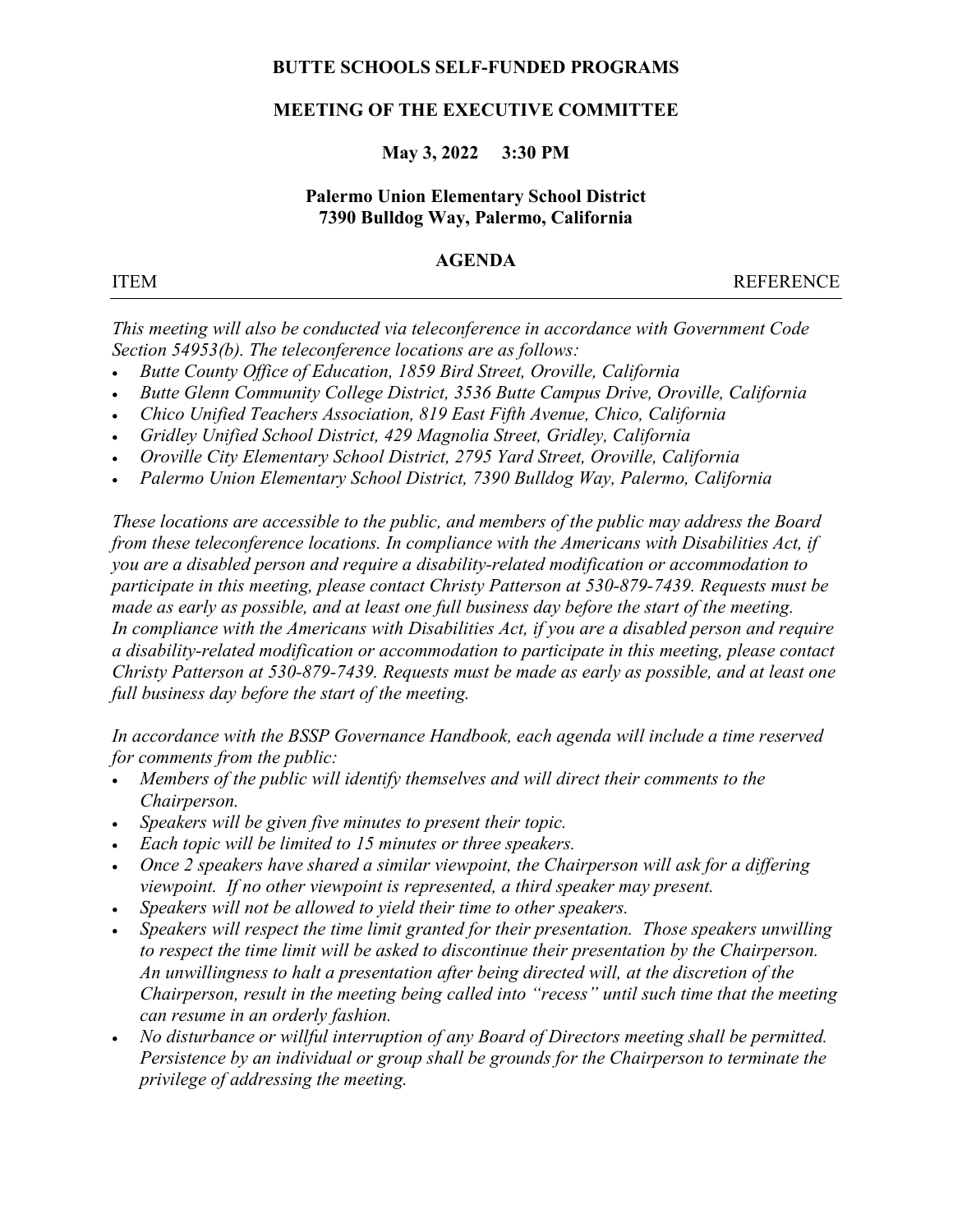**BUTTE SCHOOLS SELF-FUNDED PROGRAMS**

**MEETING OF THE EXECUTIVE COMMITTEE**

**May 3, 2022 3:30 PM**

**Palermo Union Elementary School District**
**7390 Bulldog Way, Palermo, California**

**AGENDA**

ITEM REFERENCE

---

*This meeting will also be conducted via teleconference in accordance with Government Code Section 54953(b). The teleconference locations are as follows:*

- *Butte County Office of Education, 1859 Bird Street, Oroville, California*
- *Butte Glenn Community College District, 3536 Butte Campus Drive, Oroville, California*
- *Chico Unified Teachers Association, 819 East Fifth Avenue, Chico, California*
- *Gridley Unified School District, 429 Magnolia Street, Gridley, California*
- *Oroville City Elementary School District, 2795 Yard Street, Oroville, California*
- *Palermo Union Elementary School District, 7390 Bulldog Way, Palermo, California*

*These locations are accessible to the public, and members of the public may address the Board from these teleconference locations. In compliance with the Americans with Disabilities Act, if you are a disabled person and require a disability-related modification or accommodation to participate in this meeting, please contact Christy Patterson at 530-879-7439. Requests must be made as early as possible, and at least one full business day before the start of the meeting. In compliance with the Americans with Disabilities Act, if you are a disabled person and require a disability-related modification or accommodation to participate in this meeting, please contact Christy Patterson at 530-879-7439. Requests must be made as early as possible, and at least one full business day before the start of the meeting.*

*In accordance with the BSSP Governance Handbook, each agenda will include a time reserved for comments from the public:*

- *Members of the public will identify themselves and will direct their comments to the Chairperson.*
- *Speakers will be given five minutes to present their topic.*
- *Each topic will be limited to 15 minutes or three speakers.*
- *Once 2 speakers have shared a similar viewpoint, the Chairperson will ask for a differing viewpoint. If no other viewpoint is represented, a third speaker may present.*
- *Speakers will not be allowed to yield their time to other speakers.*
- *Speakers will respect the time limit granted for their presentation. Those speakers unwilling to respect the time limit will be asked to discontinue their presentation by the Chairperson. An unwillingness to halt a presentation after being directed will, at the discretion of the Chairperson, result in the meeting being called into "recess" until such time that the meeting can resume in an orderly fashion.*
- *No disturbance or willful interruption of any Board of Directors meeting shall be permitted. Persistence by an individual or group shall be grounds for the Chairperson to terminate the privilege of addressing the meeting.*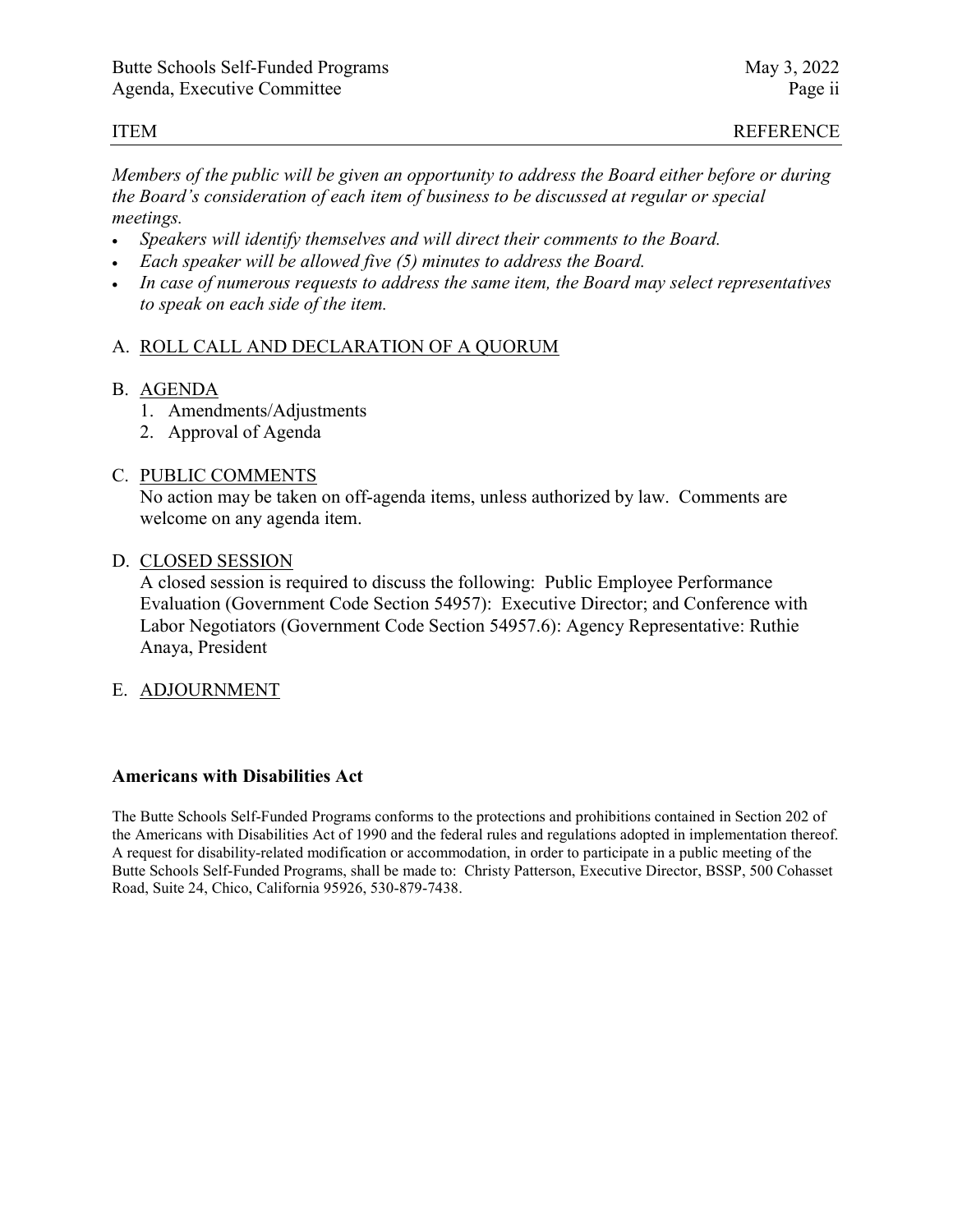ITEM REFERENCE

*Members of the public will be given an opportunity to address the Board either before or during the Board's consideration of each item of business to be discussed at regular or special meetings.*

- *Speakers will identify themselves and will direct their comments to the Board.*
- *Each speaker will be allowed five (5) minutes to address the Board.*
- *In case of numerous requests to address the same item, the Board may select representatives to speak on each side of the item.*

A. ROLL CALL AND DECLARATION OF A QUORUM

B. AGENDA
   1. Amendments/Adjustments
   2. Approval of Agenda

C. PUBLIC COMMENTS
   No action may be taken on off-agenda items, unless authorized by law. Comments are welcome on any agenda item.

D. CLOSED SESSION
   A closed session is required to discuss the following: Public Employee Performance Evaluation (Government Code Section 54957): Executive Director; and Conference with Labor Negotiators (Government Code Section 54957.6): Agency Representative: Ruthie Anaya, President

E. ADJOURNMENT

**Americans with Disabilities Act**

The Butte Schools Self-Funded Programs conforms to the protections and prohibitions contained in Section 202 of the Americans with Disabilities Act of 1990 and the federal rules and regulations adopted in implementation thereof. A request for disability-related modification or accommodation, in order to participate in a public meeting of the Butte Schools Self-Funded Programs, shall be made to: Christy Patterson, Executive Director, BSSP, 500 Cohasset Road, Suite 24, Chico, California 95926, 530-879-7438.